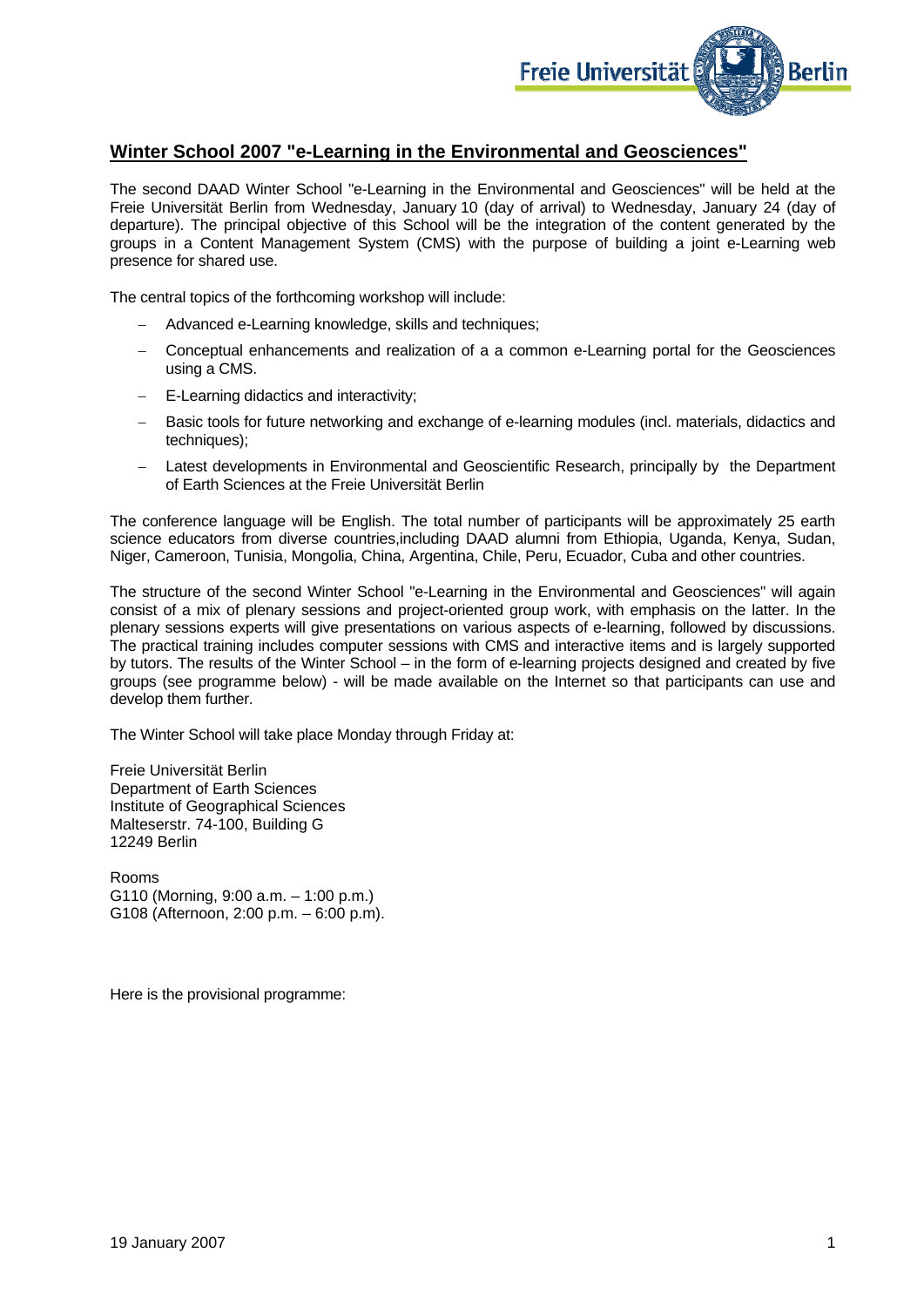## Winter School 2007 "e-Learning in the Environmental and Geosciences"

The second DAAD Winter School "e-Learning in the Environmental and Geosciences" will be held at the Freie Universität Berlin from Wednesday, January 10 (day of arrival) to Wednesday, January 24 (day of departure). The principal objective of this School will be the integration of the content generated by the groups in a Content Management System (CMS) with the purpose of building a joint e-Learning web presence for shared use.

The central topics of the forthcoming workshop will include:

- Advanced e-Learning knowledge, skills and techniques;
- Conceptual enhancements and realization of a a common e-Learning portal for the Geosciences using a CMS.
- E-Learning didactics and interactivity;
- Basic tools for future networking and exchange of e-learning modules (incl. materials, didactics and techniques);
- Latest developments in Environmental and Geoscientific Research, principally by the Department of Earth Sciences at the Freie Universität Berlin

The conference language will be English. The total number of participants will be approximately 25 earth science educators from diverse countries,including DAAD alumni from Ethiopia, Uganda, Kenya, Sudan, Niger, Cameroon, Tunisia, Mongolia, China, Argentina, Chile, Peru, Ecuador, Cuba and other countries.

The structure of the second Winter School "e-Learning in the Environmental and Geosciences" will again consist of a mix of plenary sessions and project-oriented group work, with emphasis on the latter. In the plenary sessions experts will give presentations on various aspects of e-learning, followed by discussions. The practical training includes computer sessions with CMS and interactive items and is largely supported by tutors. The results of the Winter School – in the form of e-learning projects designed and created by five groups (see programme below) - will be made available on the Internet so that participants can use and develop them further.

The Winter School will take place Monday through Friday at:

Freie Universität Berlin
Department of Earth Sciences
Institute of Geographical Sciences
Malteserstr. 74-100, Building G
12249 Berlin

Rooms
G110 (Morning, 9:00 a.m. – 1:00 p.m.)
G108 (Afternoon, 2:00 p.m. – 6:00 p.m).

Here is the provisional programme: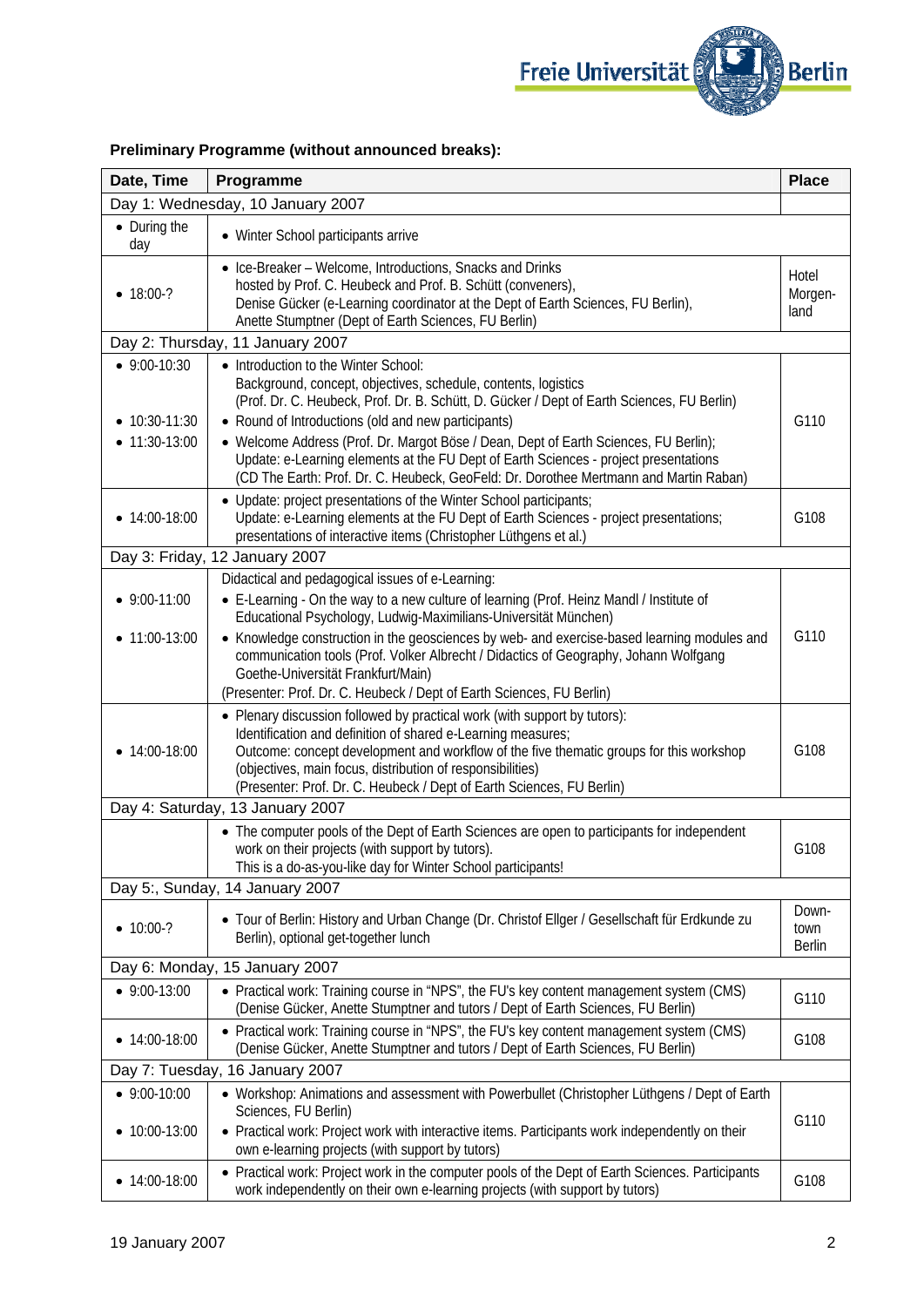**Preliminary Programme (without announced breaks):**

| Date, Time | Programme | Place |
| --- | --- | --- |
| Day 1: Wednesday, 10 January 2007 | | |
| • During the day | • Winter School participants arrive | |
| • 18:00-? | • Ice-Breaker – Welcome, Introductions, Snacks and Drinks hosted by Prof. C. Heubeck and Prof. B. Schütt (conveners), Denise Gücker (e-Learning coordinator at the Dept of Earth Sciences, FU Berlin), Anette Stumptner (Dept of Earth Sciences, FU Berlin) | Hotel Morgen-land |
| Day 2: Thursday, 11 January 2007 | | |
| • 9:00-10:30<br>• 10:30-11:30<br>• 11:30-13:00 | • Introduction to the Winter School: Background, concept, objectives, schedule, contents, logistics (Prof. Dr. C. Heubeck, Prof. Dr. B. Schütt, D. Gücker / Dept of Earth Sciences, FU Berlin)<br>• Round of Introductions (old and new participants)<br>• Welcome Address (Prof. Dr. Margot Böse / Dean, Dept of Earth Sciences, FU Berlin); Update: e-Learning elements at the FU Dept of Earth Sciences - project presentations (CD The Earth: Prof. Dr. C. Heubeck, GeoFeld: Dr. Dorothee Mertmann and Martin Raban) | G110 |
| • 14:00-18:00 | • Update: project presentations of the Winter School participants; Update: e-Learning elements at the FU Dept of Earth Sciences - project presentations; presentations of interactive items (Christopher Lüthgens et al.) | G108 |
| Day 3: Friday, 12 January 2007 | | |
| • 9:00-11:00<br>• 11:00-13:00 | Didactical and pedagogical issues of e-Learning:<br>• E-Learning - On the way to a new culture of learning (Prof. Heinz Mandl / Institute of Educational Psychology, Ludwig-Maximilians-Universität München)<br>• Knowledge construction in the geosciences by web- and exercise-based learning modules and communication tools (Prof. Volker Albrecht / Didactics of Geography, Johann Wolfgang Goethe-Universität Frankfurt/Main)<br>(Presenter: Prof. Dr. C. Heubeck / Dept of Earth Sciences, FU Berlin) | G110 |
| • 14:00-18:00 | • Plenary discussion followed by practical work (with support by tutors): Identification and definition of shared e-Learning measures; Outcome: concept development and workflow of the five thematic groups for this workshop (objectives, main focus, distribution of responsibilities) (Presenter: Prof. Dr. C. Heubeck / Dept of Earth Sciences, FU Berlin) | G108 |
| Day 4: Saturday, 13 January 2007 | | |
| | • The computer pools of the Dept of Earth Sciences are open to participants for independent work on their projects (with support by tutors). This is a do-as-you-like day for Winter School participants! | G108 |
| Day 5:, Sunday, 14 January 2007 | | |
| • 10:00-? | • Tour of Berlin: History and Urban Change (Dr. Christof Ellger / Gesellschaft für Erdkunde zu Berlin), optional get-together lunch | Down-town Berlin |
| Day 6: Monday, 15 January 2007 | | |
| • 9:00-13:00 | • Practical work: Training course in "NPS", the FU's key content management system (CMS) (Denise Gücker, Anette Stumptner and tutors / Dept of Earth Sciences, FU Berlin) | G110 |
| • 14:00-18:00 | • Practical work: Training course in "NPS", the FU's key content management system (CMS) (Denise Gücker, Anette Stumptner and tutors / Dept of Earth Sciences, FU Berlin) | G108 |
| Day 7: Tuesday, 16 January 2007 | | |
| • 9:00-10:00<br>• 10:00-13:00 | • Workshop: Animations and assessment with Powerbullet (Christopher Lüthgens / Dept of Earth Sciences, FU Berlin)<br>• Practical work: Project work with interactive items. Participants work independently on their own e-learning projects (with support by tutors) | G110 |
| • 14:00-18:00 | • Practical work: Project work in the computer pools of the Dept of Earth Sciences. Participants work independently on their own e-learning projects (with support by tutors) | G108 |

19 January 2007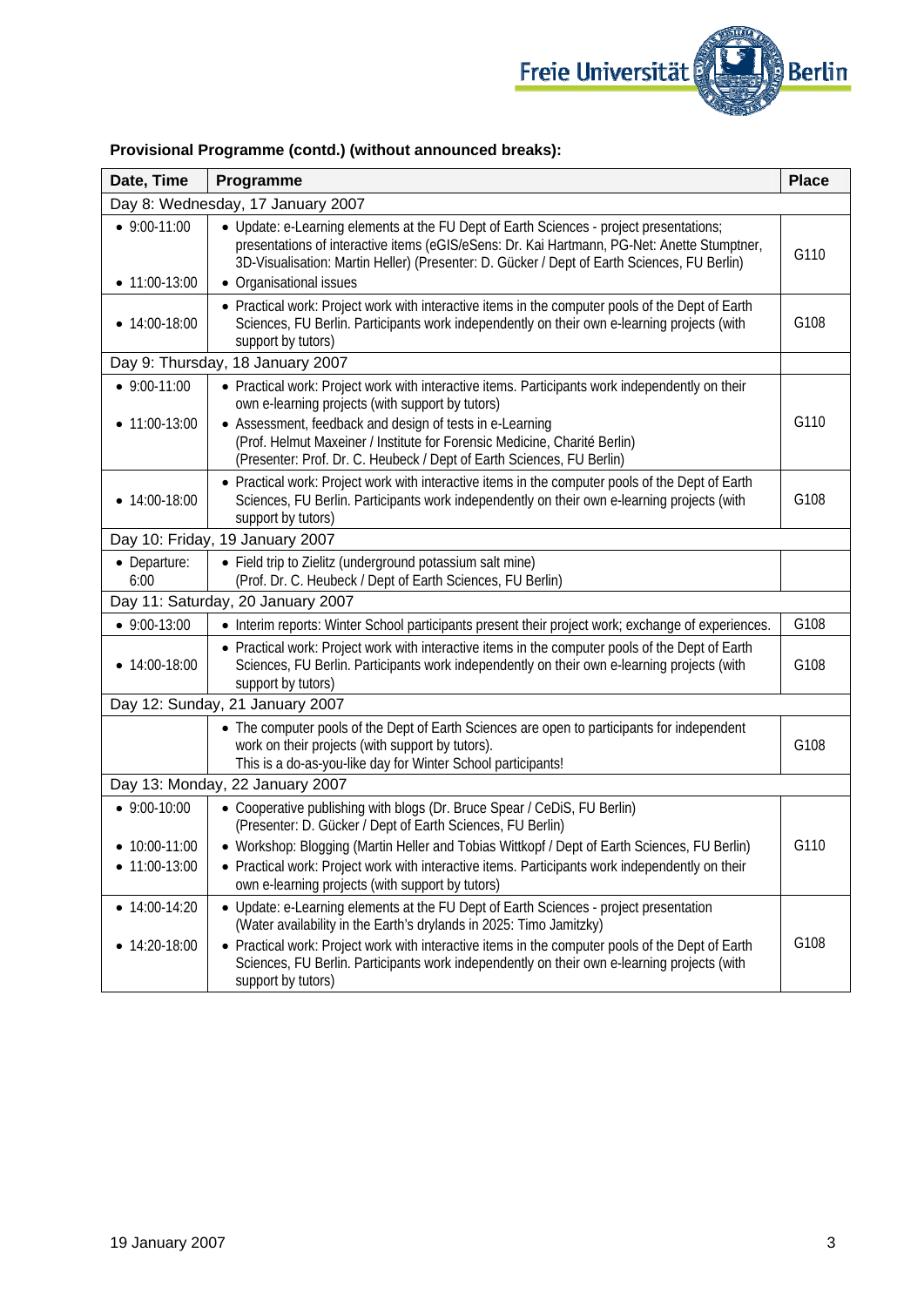**Provisional Programme (contd.) (without announced breaks):**

| Date, Time | Programme | Place |
|---|---|---|
| Day 8: Wednesday, 17 January 2007 | | |
| • 9:00-11:00<br><br>• 11:00-13:00 | • Update: e-Learning elements at the FU Dept of Earth Sciences - project presentations; presentations of interactive items (eGIS/eSens: Dr. Kai Hartmann, PG-Net: Anette Stumptner, 3D-Visualisation: Martin Heller) (Presenter: D. Gücker / Dept of Earth Sciences, FU Berlin)<br>• Organisational issues | G110 |
| • 14:00-18:00 | • Practical work: Project work with interactive items in the computer pools of the Dept of Earth Sciences, FU Berlin. Participants work independently on their own e-learning projects (with support by tutors) | G108 |
| Day 9: Thursday, 18 January 2007 | | |
| • 9:00-11:00<br><br>• 11:00-13:00 | • Practical work: Project work with interactive items. Participants work independently on their own e-learning projects (with support by tutors)<br>• Assessment, feedback and design of tests in e-Learning (Prof. Helmut Maxeiner / Institute for Forensic Medicine, Charité Berlin) (Presenter: Prof. Dr. C. Heubeck / Dept of Earth Sciences, FU Berlin) | G110 |
| • 14:00-18:00 | • Practical work: Project work with interactive items in the computer pools of the Dept of Earth Sciences, FU Berlin. Participants work independently on their own e-learning projects (with support by tutors) | G108 |
| Day 10: Friday, 19 January 2007 | | |
| • Departure: 6:00 | • Field trip to Zielitz (underground potassium salt mine) (Prof. Dr. C. Heubeck / Dept of Earth Sciences, FU Berlin) | |
| Day 11: Saturday, 20 January 2007 | | |
| • 9:00-13:00 | • Interim reports: Winter School participants present their project work; exchange of experiences. | G108 |
| • 14:00-18:00 | • Practical work: Project work with interactive items in the computer pools of the Dept of Earth Sciences, FU Berlin. Participants work independently on their own e-learning projects (with support by tutors) | G108 |
| Day 12: Sunday, 21 January 2007 | | |
| | • The computer pools of the Dept of Earth Sciences are open to participants for independent work on their projects (with support by tutors).<br>This is a do-as-you-like day for Winter School participants! | G108 |
| Day 13: Monday, 22 January 2007 | | |
| • 9:00-10:00<br><br>• 10:00-11:00<br>• 11:00-13:00 | • Cooperative publishing with blogs (Dr. Bruce Spear / CeDiS, FU Berlin) (Presenter: D. Gücker / Dept of Earth Sciences, FU Berlin)<br>• Workshop: Blogging (Martin Heller and Tobias Wittkopf / Dept of Earth Sciences, FU Berlin)<br>• Practical work: Project work with interactive items. Participants work independently on their own e-learning projects (with support by tutors) | G110 |
| • 14:00-14:20<br><br>• 14:20-18:00 | • Update: e-Learning elements at the FU Dept of Earth Sciences - project presentation (Water availability in the Earth's drylands in 2025: Timo Jamitzky)<br>• Practical work: Project work with interactive items in the computer pools of the Dept of Earth Sciences, FU Berlin. Participants work independently on their own e-learning projects (with support by tutors) | G108 |

19 January 2007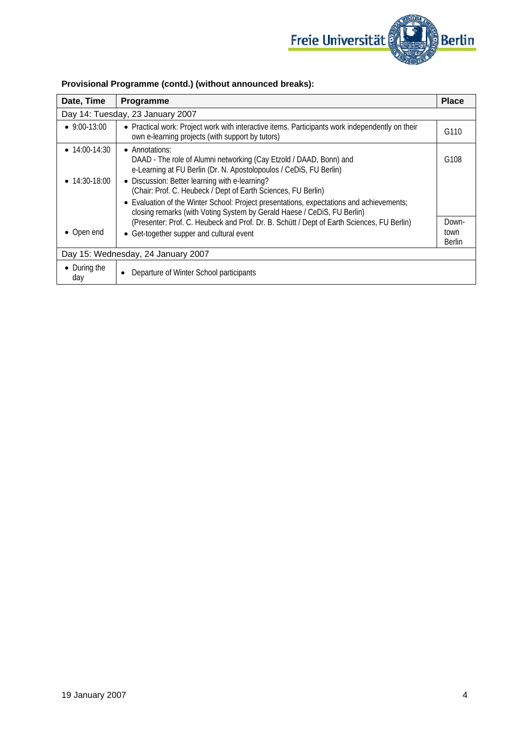**Provisional Programme (contd.) (without announced breaks):**

| Date, Time | Programme | Place |
|---|---|---|
| Day 14: Tuesday, 23 January 2007 | | |
| • 9:00-13:00 | • Practical work: Project work with interactive items. Participants work independently on their own e-learning projects (with support by tutors) | G110 |
| • 14:00-14:30 | • Annotations:<br>DAAD - The role of Alumni networking (Cay Etzold / DAAD, Bonn) and<br>e-Learning at FU Berlin (Dr. N. Apostolopoulos / CeDiS, FU Berlin) | G108 |
| • 14:30-18:00 | • Discussion: Better learning with e-learning?<br>(Chair: Prof. C. Heubeck / Dept of Earth Sciences, FU Berlin)<br>• Evaluation of the Winter School: Project presentations, expectations and achievements; closing remarks (with Voting System by Gerald Haese / CeDiS, FU Berlin)<br>(Presenter: Prof. C. Heubeck and Prof. Dr. B. Schütt / Dept of Earth Sciences, FU Berlin) | |
| • Open end | • Get-together supper and cultural event | Down-town Berlin |
| Day 15: Wednesday, 24 January 2007 | | |
| • During the day | • Departure of Winter School participants | |